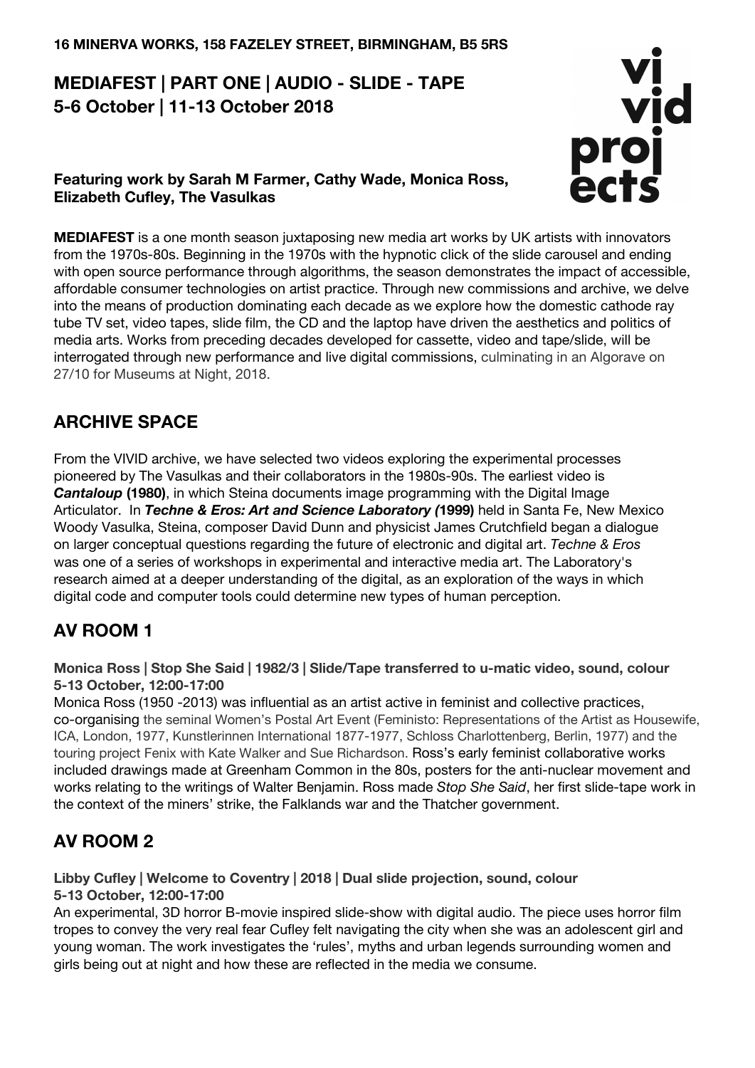**16 MINERVA WORKS, 158 FAZELEY STREET, BIRMINGHAM, B5 5RS**

# MEDIAFEST | PART ONE | AUDIO - SLIDE - TAPE
# 5-6 October | 11-13 October 2018

vi
vid
proj
ects

**Featuring work by Sarah M Farmer, Cathy Wade, Monica Ross, Elizabeth Cufley, The Vasulkas**

**MEDIAFEST** is a one month season juxtaposing new media art works by UK artists with innovators from the 1970s-80s. Beginning in the 1970s with the hypnotic click of the slide carousel and ending with open source performance through algorithms, the season demonstrates the impact of accessible, affordable consumer technologies on artist practice. Through new commissions and archive, we delve into the means of production dominating each decade as we explore how the domestic cathode ray tube TV set, video tapes, slide film, the CD and the laptop have driven the aesthetics and politics of media arts. Works from preceding decades developed for cassette, video and tape/slide, will be interrogated through new performance and live digital commissions, culminating in an Algorave on 27/10 for Museums at Night, 2018.

## ARCHIVE SPACE

From the VIVID archive, we have selected two videos exploring the experimental processes pioneered by The Vasulkas and their collaborators in the 1980s-90s. The earliest video is ***Cantaloup*** **(1980)**, in which Steina documents image programming with the Digital Image Articulator. In ***Techne & Eros: Art and Science Laboratory (*****1999)** held in Santa Fe, New Mexico Woody Vasulka, Steina, composer David Dunn and physicist James Crutchfield began a dialogue on larger conceptual questions regarding the future of electronic and digital art. *Techne & Eros* was one of a series of workshops in experimental and interactive media art. The Laboratory's research aimed at a deeper understanding of the digital, as an exploration of the ways in which digital code and computer tools could determine new types of human perception.

## AV ROOM 1

**Monica Ross | Stop She Said | 1982/3 | Slide/Tape transferred to u-matic video, sound, colour**
**5-13 October, 12:00-17:00**

Monica Ross (1950 -2013) was influential as an artist active in feminist and collective practices, co-organising the seminal Women's Postal Art Event (Feministo: Representations of the Artist as Housewife, ICA, London, 1977, Kunstlerinnen International 1877-1977, Schloss Charlottenberg, Berlin, 1977) and the touring project Fenix with Kate Walker and Sue Richardson. Ross's early feminist collaborative works included drawings made at Greenham Common in the 80s, posters for the anti-nuclear movement and works relating to the writings of Walter Benjamin. Ross made *Stop She Said*, her first slide-tape work in the context of the miners' strike, the Falklands war and the Thatcher government.

## AV ROOM 2

**Libby Cufley | Welcome to Coventry | 2018 | Dual slide projection, sound, colour**
**5-13 October, 12:00-17:00**

An experimental, 3D horror B-movie inspired slide-show with digital audio. The piece uses horror film tropes to convey the very real fear Cufley felt navigating the city when she was an adolescent girl and young woman. The work investigates the 'rules', myths and urban legends surrounding women and girls being out at night and how these are reflected in the media we consume.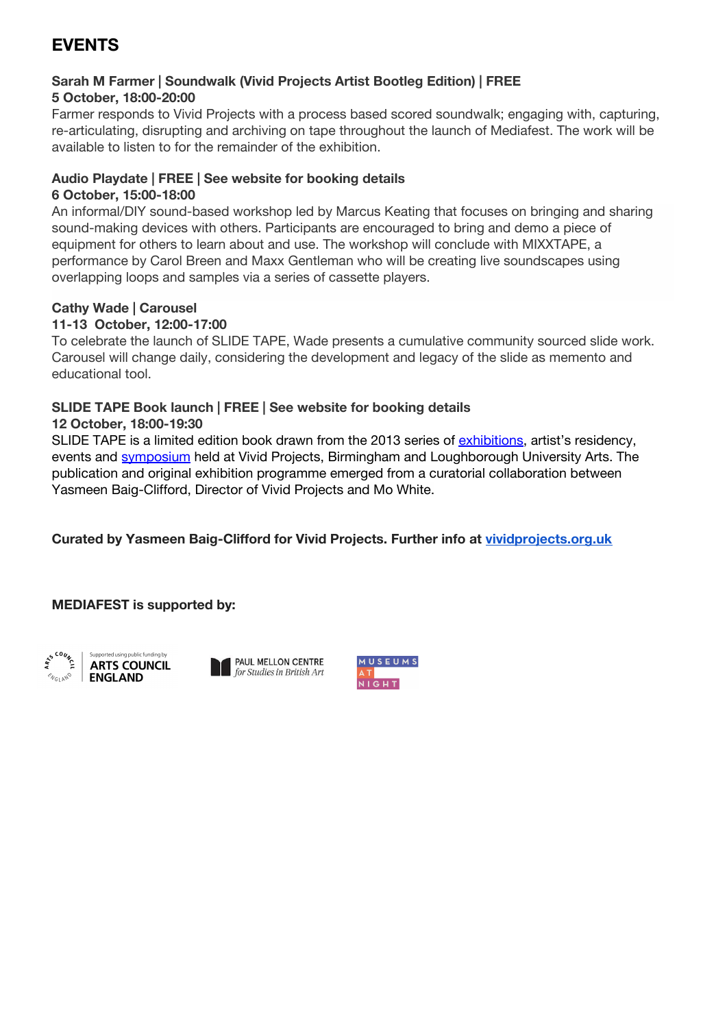# EVENTS

**Sarah M Farmer | Soundwalk (Vivid Projects Artist Bootleg Edition) | FREE**
**5 October, 18:00-20:00**
Farmer responds to Vivid Projects with a process based scored soundwalk; engaging with, capturing, re-articulating, disrupting and archiving on tape throughout the launch of Mediafest. The work will be available to listen to for the remainder of the exhibition.

**Audio Playdate | FREE | See website for booking details**
**6 October, 15:00-18:00**
An informal/DIY sound-based workshop led by Marcus Keating that focuses on bringing and sharing sound-making devices with others. Participants are encouraged to bring and demo a piece of equipment for others to learn about and use. The workshop will conclude with MIXXTAPE, a performance by Carol Breen and Maxx Gentleman who will be creating live soundscapes using overlapping loops and samples via a series of cassette players.

**Cathy Wade | Carousel**
**11-13 October, 12:00-17:00**
To celebrate the launch of SLIDE TAPE, Wade presents a cumulative community sourced slide work. Carousel will change daily, considering the development and legacy of the slide as memento and educational tool.

**SLIDE TAPE Book launch | FREE | See website for booking details**
**12 October, 18:00-19:30**
SLIDE TAPE is a limited edition book drawn from the 2013 series of exhibitions, artist's residency, events and symposium held at Vivid Projects, Birmingham and Loughborough University Arts. The publication and original exhibition programme emerged from a curatorial collaboration between Yasmeen Baig-Clifford, Director of Vivid Projects and Mo White.

**Curated by Yasmeen Baig-Clifford for Vivid Projects. Further info at vividprojects.org.uk**

**MEDIAFEST is supported by:**

Supported using public funding by ARTS COUNCIL ENGLAND

PAUL MELLON CENTRE *for Studies in British Art*

MUSEUMS AT NIGHT